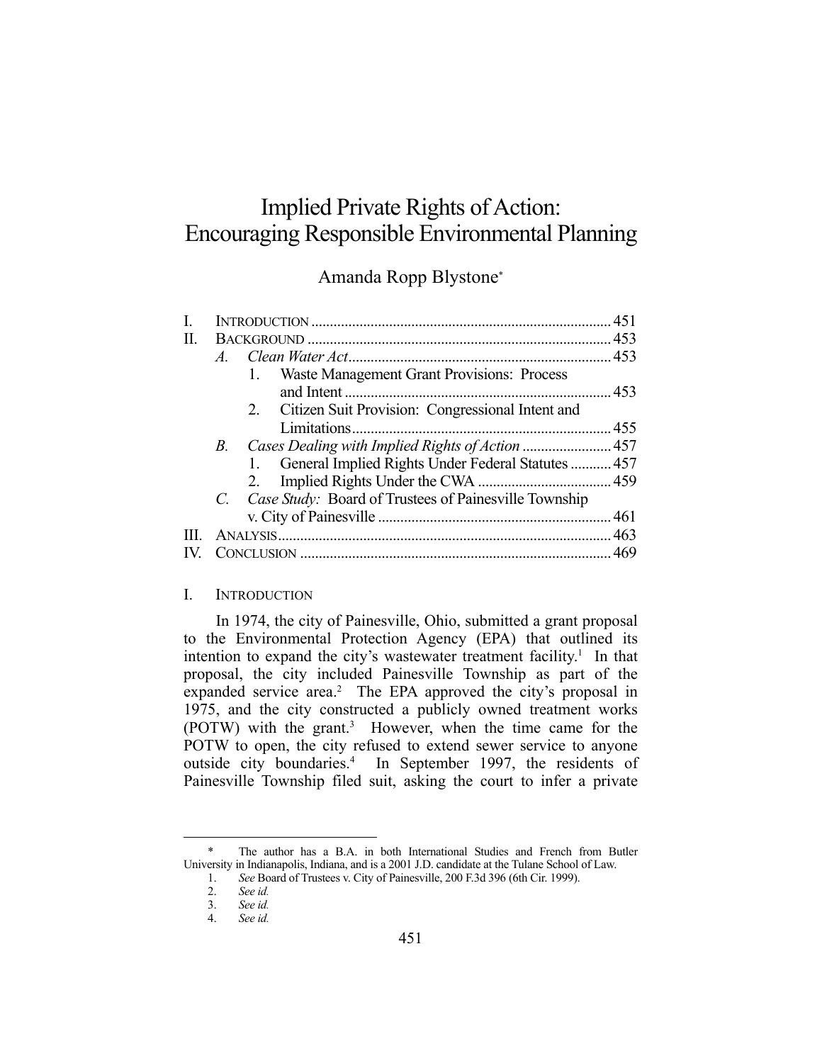# Implied Private Rights of Action: Encouraging Responsible Environmental Planning

Amanda Ropp Blystone*

| | | |
|---|---|---|
| I. | INTRODUCTION | 451 |
| II. | BACKGROUND | 453 |
| | A. *Clean Water Act* | 453 |
| | 1. Waste Management Grant Provisions: Process and Intent | 453 |
| | 2. Citizen Suit Provision: Congressional Intent and Limitations | 455 |
| | B. *Cases Dealing with Implied Rights of Action* | 457 |
| | 1. General Implied Rights Under Federal Statutes | 457 |
| | 2. Implied Rights Under the CWA | 459 |
| | C. *Case Study:* Board of Trustees of Painesville Township v. City of Painesville | 461 |
| III. | ANALYSIS | 463 |
| IV. | CONCLUSION | 469 |

## I. INTRODUCTION

In 1974, the city of Painesville, Ohio, submitted a grant proposal to the Environmental Protection Agency (EPA) that outlined its intention to expand the city's wastewater treatment facility.[1] In that proposal, the city included Painesville Township as part of the expanded service area.[2] The EPA approved the city's proposal in 1975, and the city constructed a publicly owned treatment works (POTW) with the grant.[3] However, when the time came for the POTW to open, the city refused to extend sewer service to anyone outside city boundaries.[4] In September 1997, the residents of Painesville Township filed suit, asking the court to infer a private

---

\* The author has a B.A. in both International Studies and French from Butler University in Indianapolis, Indiana, and is a 2001 J.D. candidate at the Tulane School of Law.

1. *See* Board of Trustees v. City of Painesville, 200 F.3d 396 (6th Cir. 1999).
2. *See id.*
3. *See id.*
4. *See id.*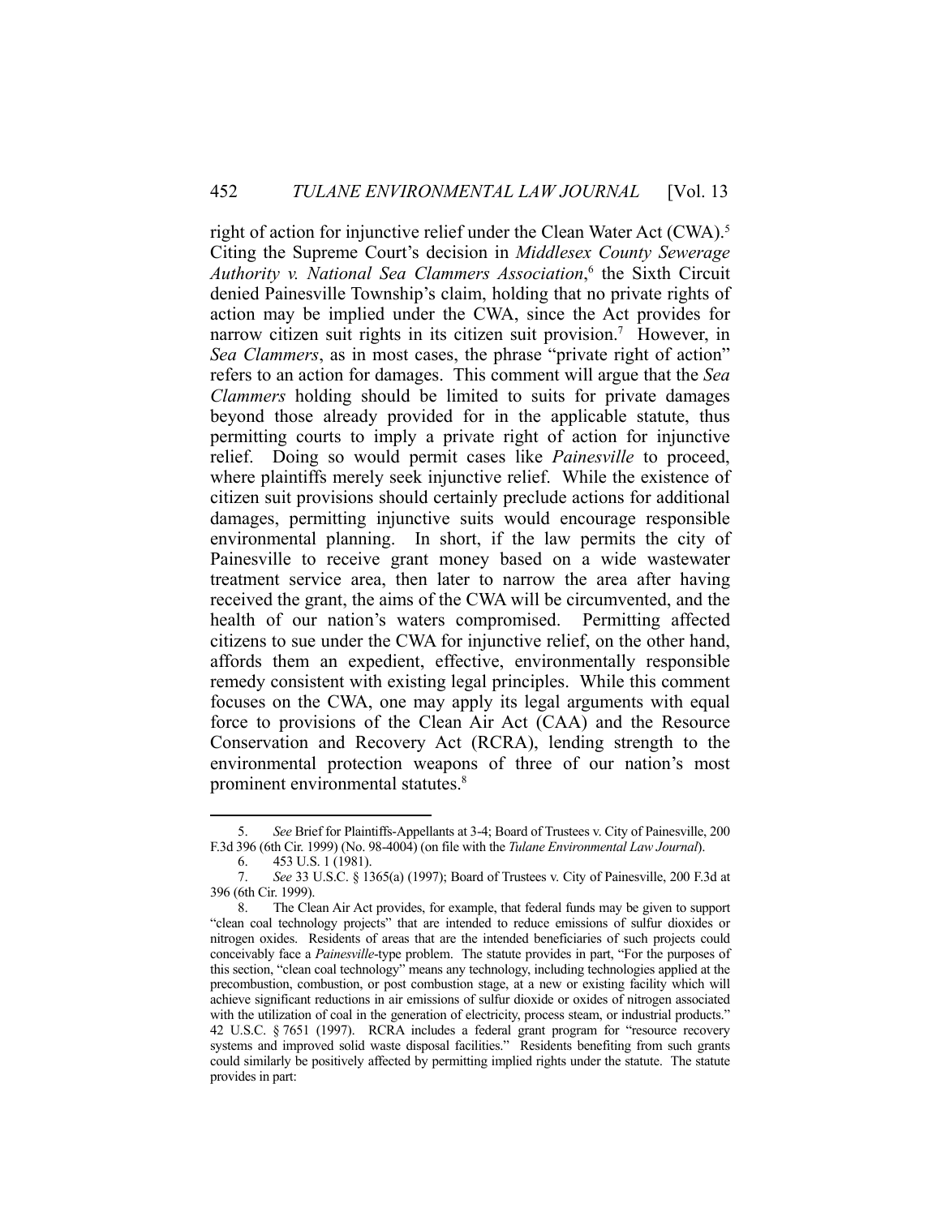right of action for injunctive relief under the Clean Water Act (CWA).[5] Citing the Supreme Court's decision in *Middlesex County Sewerage Authority v. National Sea Clammers Association*,[6] the Sixth Circuit denied Painesville Township's claim, holding that no private rights of action may be implied under the CWA, since the Act provides for narrow citizen suit rights in its citizen suit provision.[7] However, in *Sea Clammers*, as in most cases, the phrase "private right of action" refers to an action for damages. This comment will argue that the *Sea Clammers* holding should be limited to suits for private damages beyond those already provided for in the applicable statute, thus permitting courts to imply a private right of action for injunctive relief. Doing so would permit cases like *Painesville* to proceed, where plaintiffs merely seek injunctive relief. While the existence of citizen suit provisions should certainly preclude actions for additional damages, permitting injunctive suits would encourage responsible environmental planning. In short, if the law permits the city of Painesville to receive grant money based on a wide wastewater treatment service area, then later to narrow the area after having received the grant, the aims of the CWA will be circumvented, and the health of our nation's waters compromised. Permitting affected citizens to sue under the CWA for injunctive relief, on the other hand, affords them an expedient, effective, environmentally responsible remedy consistent with existing legal principles. While this comment focuses on the CWA, one may apply its legal arguments with equal force to provisions of the Clean Air Act (CAA) and the Resource Conservation and Recovery Act (RCRA), lending strength to the environmental protection weapons of three of our nation's most prominent environmental statutes.[8]

---

5. *See* Brief for Plaintiffs-Appellants at 3-4; Board of Trustees v. City of Painesville, 200 F.3d 396 (6th Cir. 1999) (No. 98-4004) (on file with the *Tulane Environmental Law Journal*).

6. 453 U.S. 1 (1981).

7. *See* 33 U.S.C. § 1365(a) (1997); Board of Trustees v. City of Painesville, 200 F.3d at 396 (6th Cir. 1999).

8. The Clean Air Act provides, for example, that federal funds may be given to support "clean coal technology projects" that are intended to reduce emissions of sulfur dioxides or nitrogen oxides. Residents of areas that are the intended beneficiaries of such projects could conceivably face a *Painesville*-type problem. The statute provides in part, "For the purposes of this section, "clean coal technology" means any technology, including technologies applied at the precombustion, combustion, or post combustion stage, at a new or existing facility which will achieve significant reductions in air emissions of sulfur dioxide or oxides of nitrogen associated with the utilization of coal in the generation of electricity, process steam, or industrial products." 42 U.S.C. § 7651 (1997). RCRA includes a federal grant program for "resource recovery systems and improved solid waste disposal facilities." Residents benefiting from such grants could similarly be positively affected by permitting implied rights under the statute. The statute provides in part: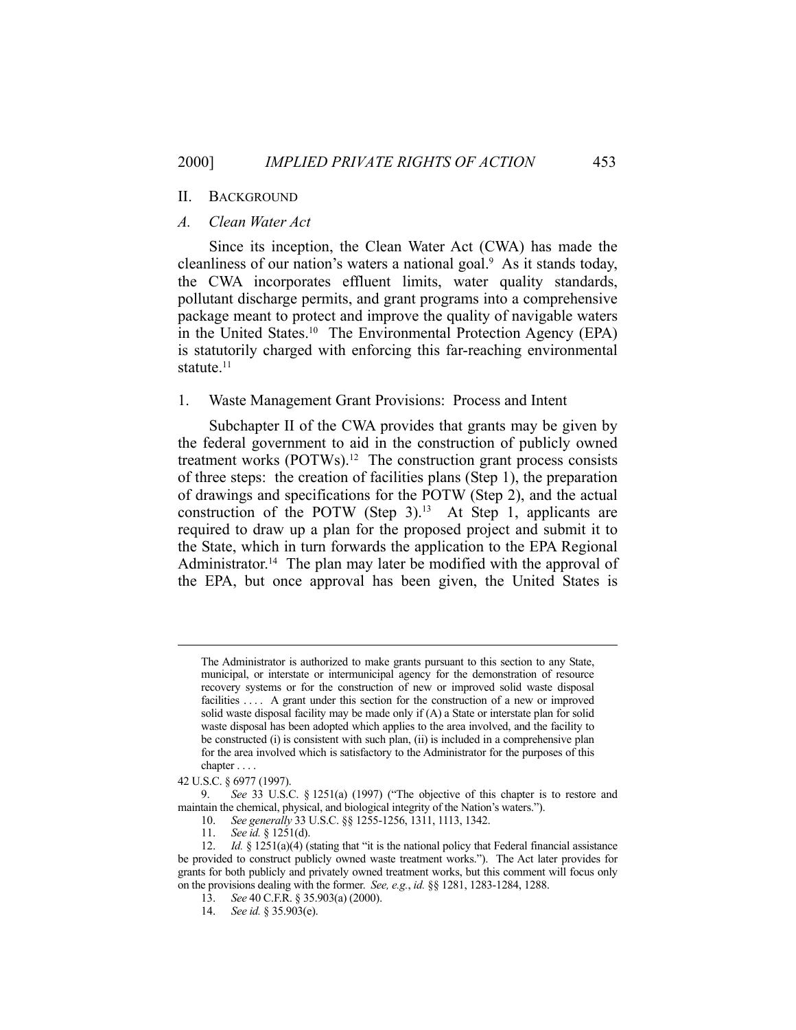## II. BACKGROUND

### *A. Clean Water Act*

Since its inception, the Clean Water Act (CWA) has made the cleanliness of our nation's waters a national goal.[9] As it stands today, the CWA incorporates effluent limits, water quality standards, pollutant discharge permits, and grant programs into a comprehensive package meant to protect and improve the quality of navigable waters in the United States.[10] The Environmental Protection Agency (EPA) is statutorily charged with enforcing this far-reaching environmental statute.[11]

#### 1. Waste Management Grant Provisions: Process and Intent

Subchapter II of the CWA provides that grants may be given by the federal government to aid in the construction of publicly owned treatment works (POTWs).[12] The construction grant process consists of three steps: the creation of facilities plans (Step 1), the preparation of drawings and specifications for the POTW (Step 2), and the actual construction of the POTW (Step 3).[13] At Step 1, applicants are required to draw up a plan for the proposed project and submit it to the State, which in turn forwards the application to the EPA Regional Administrator.[14] The plan may later be modified with the approval of the EPA, but once approval has been given, the United States is

---

> The Administrator is authorized to make grants pursuant to this section to any State, municipal, or interstate or intermunicipal agency for the demonstration of resource recovery systems or for the construction of new or improved solid waste disposal facilities . . . . A grant under this section for the construction of a new or improved solid waste disposal facility may be made only if (A) a State or interstate plan for solid waste disposal has been adopted which applies to the area involved, and the facility to be constructed (i) is consistent with such plan, (ii) is included in a comprehensive plan for the area involved which is satisfactory to the Administrator for the purposes of this chapter . . . .

42 U.S.C. § 6977 (1997).

9. *See* 33 U.S.C. § 1251(a) (1997) ("The objective of this chapter is to restore and maintain the chemical, physical, and biological integrity of the Nation's waters.").

10. *See generally* 33 U.S.C. §§ 1255-1256, 1311, 1113, 1342.

11. *See id.* § 1251(d).

12. *Id.* § 1251(a)(4) (stating that "it is the national policy that Federal financial assistance be provided to construct publicly owned waste treatment works."). The Act later provides for grants for both publicly and privately owned treatment works, but this comment will focus only on the provisions dealing with the former. *See, e.g.*, *id.* §§ 1281, 1283-1284, 1288.

13. *See* 40 C.F.R. § 35.903(a) (2000).

14. *See id.* § 35.903(e).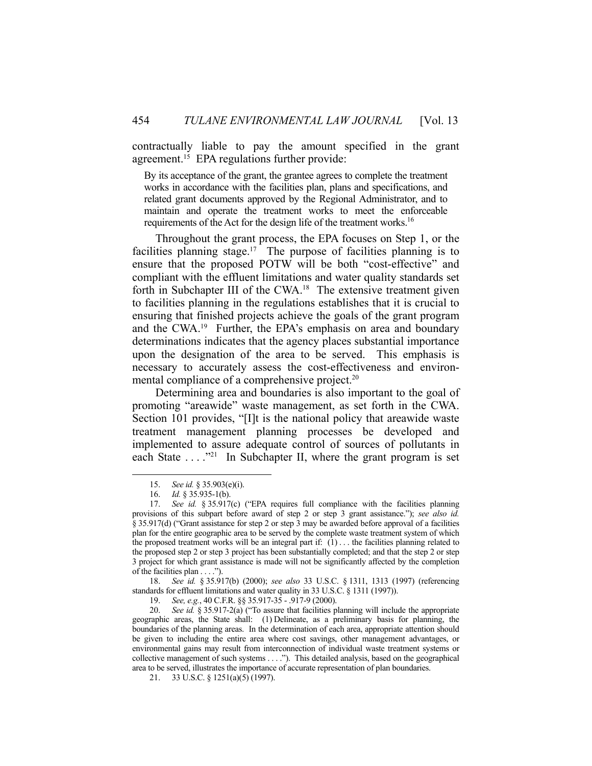contractually liable to pay the amount specified in the grant agreement.[15] EPA regulations further provide:

> By its acceptance of the grant, the grantee agrees to complete the treatment works in accordance with the facilities plan, plans and specifications, and related grant documents approved by the Regional Administrator, and to maintain and operate the treatment works to meet the enforceable requirements of the Act for the design life of the treatment works.[16]

Throughout the grant process, the EPA focuses on Step 1, or the facilities planning stage.[17] The purpose of facilities planning is to ensure that the proposed POTW will be both "cost-effective" and compliant with the effluent limitations and water quality standards set forth in Subchapter III of the CWA.[18] The extensive treatment given to facilities planning in the regulations establishes that it is crucial to ensuring that finished projects achieve the goals of the grant program and the CWA.[19] Further, the EPA's emphasis on area and boundary determinations indicates that the agency places substantial importance upon the designation of the area to be served. This emphasis is necessary to accurately assess the cost-effectiveness and environmental compliance of a comprehensive project.[20]

Determining area and boundaries is also important to the goal of promoting "areawide" waste management, as set forth in the CWA. Section 101 provides, "[I]t is the national policy that areawide waste treatment management planning processes be developed and implemented to assure adequate control of sources of pollutants in each State . . . ."[21] In Subchapter II, where the grant program is set

---

15. *See id.* § 35.903(e)(i).

16. *Id.* § 35.935-1(b).

17. *See id.* § 35.917(c) ("EPA requires full compliance with the facilities planning provisions of this subpart before award of step 2 or step 3 grant assistance."); *see also id.* § 35.917(d) ("Grant assistance for step 2 or step 3 may be awarded before approval of a facilities plan for the entire geographic area to be served by the complete waste treatment system of which the proposed treatment works will be an integral part if: (1) . . . the facilities planning related to the proposed step 2 or step 3 project has been substantially completed; and that the step 2 or step 3 project for which grant assistance is made will not be significantly affected by the completion of the facilities plan . . . .").

18. *See id.* § 35.917(b) (2000); *see also* 33 U.S.C. § 1311, 1313 (1997) (referencing standards for effluent limitations and water quality in 33 U.S.C. § 1311 (1997)).

19. *See, e.g.*, 40 C.F.R. §§ 35.917-35 - .917-9 (2000).

20. *See id.* § 35.917-2(a) ("To assure that facilities planning will include the appropriate geographic areas, the State shall: (1) Delineate, as a preliminary basis for planning, the boundaries of the planning areas. In the determination of each area, appropriate attention should be given to including the entire area where cost savings, other management advantages, or environmental gains may result from interconnection of individual waste treatment systems or collective management of such systems . . . ."). This detailed analysis, based on the geographical area to be served, illustrates the importance of accurate representation of plan boundaries.

21. 33 U.S.C. § 1251(a)(5) (1997).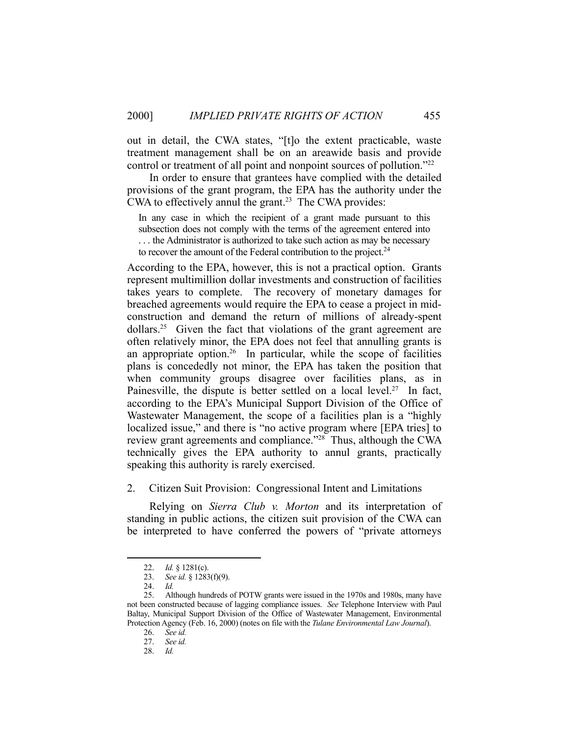out in detail, the CWA states, "[t]o the extent practicable, waste treatment management shall be on an areawide basis and provide control or treatment of all point and nonpoint sources of pollution."[22]

In order to ensure that grantees have complied with the detailed provisions of the grant program, the EPA has the authority under the CWA to effectively annul the grant.[23] The CWA provides:

> In any case in which the recipient of a grant made pursuant to this subsection does not comply with the terms of the agreement entered into . . . the Administrator is authorized to take such action as may be necessary to recover the amount of the Federal contribution to the project.[24]

According to the EPA, however, this is not a practical option. Grants represent multimillion dollar investments and construction of facilities takes years to complete. The recovery of monetary damages for breached agreements would require the EPA to cease a project in mid-construction and demand the return of millions of already-spent dollars.[25] Given the fact that violations of the grant agreement are often relatively minor, the EPA does not feel that annulling grants is an appropriate option.[26] In particular, while the scope of facilities plans is concededly not minor, the EPA has taken the position that when community groups disagree over facilities plans, as in Painesville, the dispute is better settled on a local level.[27] In fact, according to the EPA's Municipal Support Division of the Office of Wastewater Management, the scope of a facilities plan is a "highly localized issue," and there is "no active program where [EPA tries] to review grant agreements and compliance."[28] Thus, although the CWA technically gives the EPA authority to annul grants, practically speaking this authority is rarely exercised.

### 2. Citizen Suit Provision: Congressional Intent and Limitations

Relying on *Sierra Club v. Morton* and its interpretation of standing in public actions, the citizen suit provision of the CWA can be interpreted to have conferred the powers of "private attorneys

---

22. *Id.* § 1281(c).

23. *See id.* § 1283(f)(9).

24. *Id.*

25. Although hundreds of POTW grants were issued in the 1970s and 1980s, many have not been constructed because of lagging compliance issues. *See* Telephone Interview with Paul Baltay, Municipal Support Division of the Office of Wastewater Management, Environmental Protection Agency (Feb. 16, 2000) (notes on file with the *Tulane Environmental Law Journal*).

26. *See id.*

27. *See id.*

28. *Id.*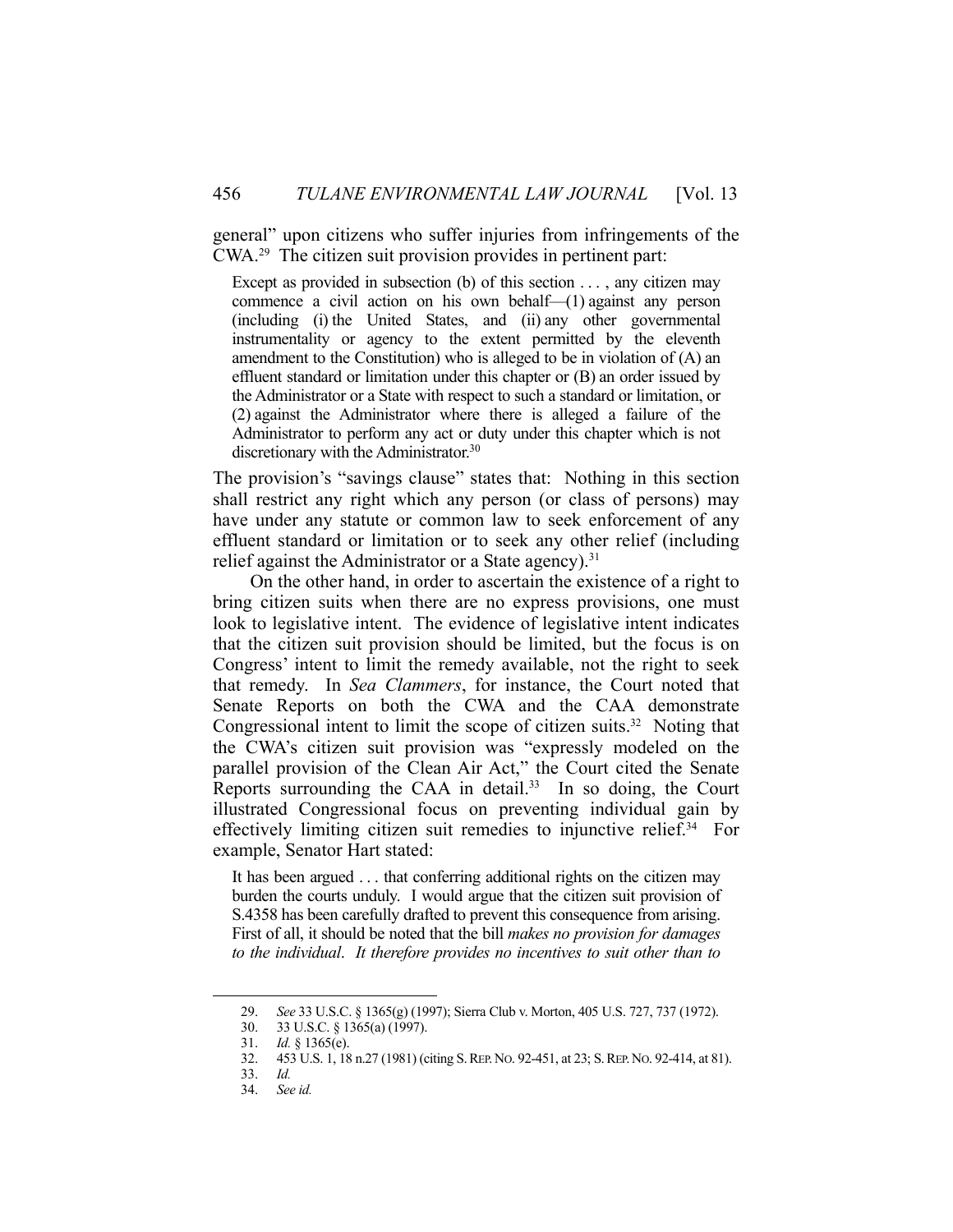general" upon citizens who suffer injuries from infringements of the CWA.[29] The citizen suit provision provides in pertinent part:

> Except as provided in subsection (b) of this section . . . , any citizen may commence a civil action on his own behalf—(1) against any person (including (i) the United States, and (ii) any other governmental instrumentality or agency to the extent permitted by the eleventh amendment to the Constitution) who is alleged to be in violation of (A) an effluent standard or limitation under this chapter or (B) an order issued by the Administrator or a State with respect to such a standard or limitation, or (2) against the Administrator where there is alleged a failure of the Administrator to perform any act or duty under this chapter which is not discretionary with the Administrator.[30]

The provision's "savings clause" states that: Nothing in this section shall restrict any right which any person (or class of persons) may have under any statute or common law to seek enforcement of any effluent standard or limitation or to seek any other relief (including relief against the Administrator or a State agency).[31]

On the other hand, in order to ascertain the existence of a right to bring citizen suits when there are no express provisions, one must look to legislative intent. The evidence of legislative intent indicates that the citizen suit provision should be limited, but the focus is on Congress' intent to limit the remedy available, not the right to seek that remedy. In *Sea Clammers*, for instance, the Court noted that Senate Reports on both the CWA and the CAA demonstrate Congressional intent to limit the scope of citizen suits.[32] Noting that the CWA's citizen suit provision was "expressly modeled on the parallel provision of the Clean Air Act," the Court cited the Senate Reports surrounding the CAA in detail.[33] In so doing, the Court illustrated Congressional focus on preventing individual gain by effectively limiting citizen suit remedies to injunctive relief.[34] For example, Senator Hart stated:

> It has been argued . . . that conferring additional rights on the citizen may burden the courts unduly. I would argue that the citizen suit provision of S.4358 has been carefully drafted to prevent this consequence from arising. First of all, it should be noted that the bill *makes no provision for damages to the individual*. *It therefore provides no incentives to suit other than to*

---

29. *See* 33 U.S.C. § 1365(g) (1997); Sierra Club v. Morton, 405 U.S. 727, 737 (1972).
30. 33 U.S.C. § 1365(a) (1997).
31. *Id.* § 1365(e).
32. 453 U.S. 1, 18 n.27 (1981) (citing S. REP. NO. 92-451, at 23; S. REP. NO. 92-414, at 81).
33. *Id.*
34. *See id.*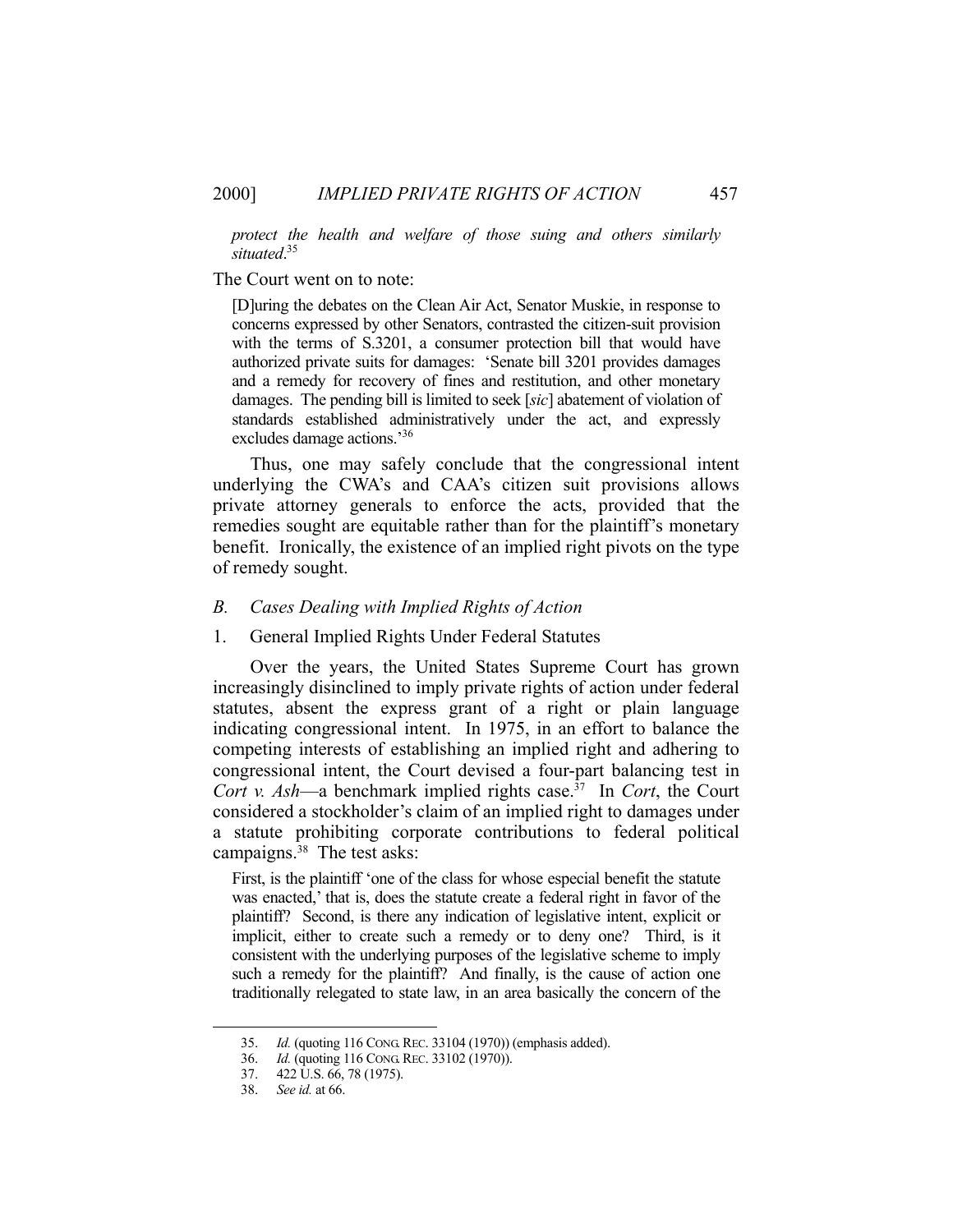*protect the health and welfare of those suing and others similarly situated*.[35]

The Court went on to note:

> [D]uring the debates on the Clean Air Act, Senator Muskie, in response to concerns expressed by other Senators, contrasted the citizen-suit provision with the terms of S.3201, a consumer protection bill that would have authorized private suits for damages: 'Senate bill 3201 provides damages and a remedy for recovery of fines and restitution, and other monetary damages. The pending bill is limited to seek [*sic*] abatement of violation of standards established administratively under the act, and expressly excludes damage actions.'[36]

Thus, one may safely conclude that the congressional intent underlying the CWA's and CAA's citizen suit provisions allows private attorney generals to enforce the acts, provided that the remedies sought are equitable rather than for the plaintiff's monetary benefit. Ironically, the existence of an implied right pivots on the type of remedy sought.

### *B. Cases Dealing with Implied Rights of Action*

#### 1. General Implied Rights Under Federal Statutes

Over the years, the United States Supreme Court has grown increasingly disinclined to imply private rights of action under federal statutes, absent the express grant of a right or plain language indicating congressional intent. In 1975, in an effort to balance the competing interests of establishing an implied right and adhering to congressional intent, the Court devised a four-part balancing test in *Cort v. Ash*—a benchmark implied rights case.[37] In *Cort*, the Court considered a stockholder's claim of an implied right to damages under a statute prohibiting corporate contributions to federal political campaigns.[38] The test asks:

> First, is the plaintiff 'one of the class for whose especial benefit the statute was enacted,' that is, does the statute create a federal right in favor of the plaintiff? Second, is there any indication of legislative intent, explicit or implicit, either to create such a remedy or to deny one? Third, is it consistent with the underlying purposes of the legislative scheme to imply such a remedy for the plaintiff? And finally, is the cause of action one traditionally relegated to state law, in an area basically the concern of the

---

35. *Id.* (quoting 116 CONG. REC. 33104 (1970)) (emphasis added).
36. *Id.* (quoting 116 CONG. REC. 33102 (1970)).
37. 422 U.S. 66, 78 (1975).
38. *See id.* at 66.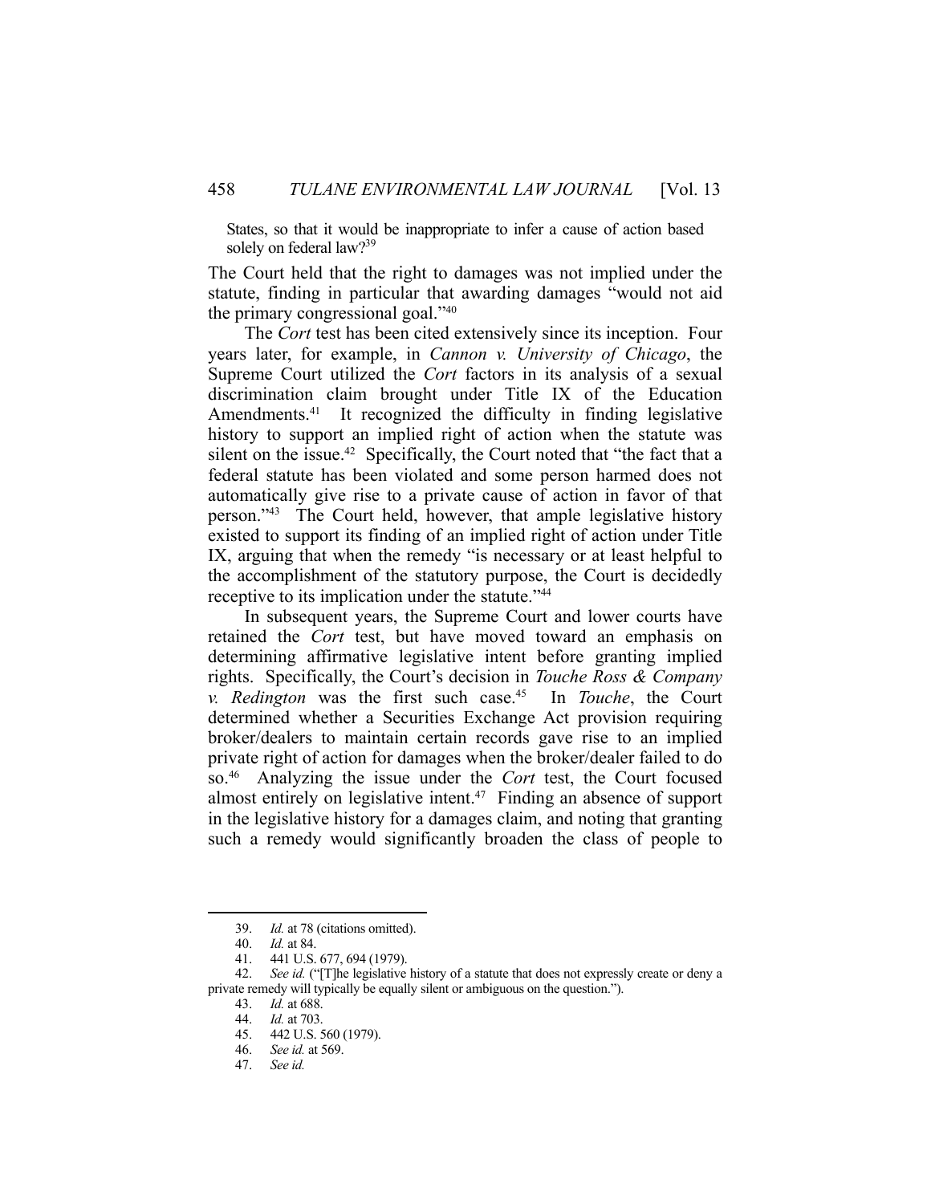States, so that it would be inappropriate to infer a cause of action based solely on federal law?[39]

The Court held that the right to damages was not implied under the statute, finding in particular that awarding damages "would not aid the primary congressional goal."[40]

The *Cort* test has been cited extensively since its inception. Four years later, for example, in *Cannon v. University of Chicago*, the Supreme Court utilized the *Cort* factors in its analysis of a sexual discrimination claim brought under Title IX of the Education Amendments.[41] It recognized the difficulty in finding legislative history to support an implied right of action when the statute was silent on the issue.[42] Specifically, the Court noted that "the fact that a federal statute has been violated and some person harmed does not automatically give rise to a private cause of action in favor of that person."[43] The Court held, however, that ample legislative history existed to support its finding of an implied right of action under Title IX, arguing that when the remedy "is necessary or at least helpful to the accomplishment of the statutory purpose, the Court is decidedly receptive to its implication under the statute."[44]

In subsequent years, the Supreme Court and lower courts have retained the *Cort* test, but have moved toward an emphasis on determining affirmative legislative intent before granting implied rights. Specifically, the Court's decision in *Touche Ross & Company v. Redington* was the first such case.[45] In *Touche*, the Court determined whether a Securities Exchange Act provision requiring broker/dealers to maintain certain records gave rise to an implied private right of action for damages when the broker/dealer failed to do so.[46] Analyzing the issue under the *Cort* test, the Court focused almost entirely on legislative intent.[47] Finding an absence of support in the legislative history for a damages claim, and noting that granting such a remedy would significantly broaden the class of people to

---

39. *Id.* at 78 (citations omitted).
40. *Id.* at 84.
41. 441 U.S. 677, 694 (1979).
42. *See id.* ("[T]he legislative history of a statute that does not expressly create or deny a private remedy will typically be equally silent or ambiguous on the question.").
43. *Id.* at 688.
44. *Id.* at 703.
45. 442 U.S. 560 (1979).
46. *See id.* at 569.
47. *See id.*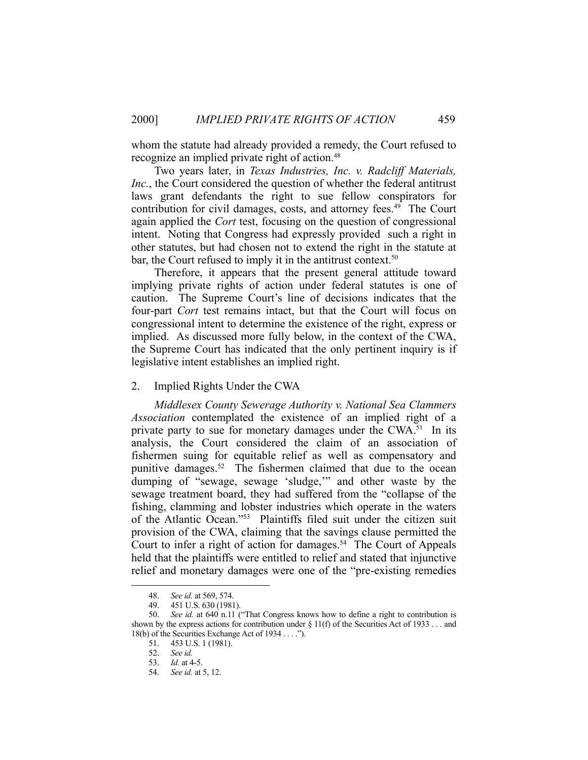whom the statute had already provided a remedy, the Court refused to recognize an implied private right of action.[48]

Two years later, in *Texas Industries, Inc. v. Radcliff Materials, Inc.*, the Court considered the question of whether the federal antitrust laws grant defendants the right to sue fellow conspirators for contribution for civil damages, costs, and attorney fees.[49] The Court again applied the *Cort* test, focusing on the question of congressional intent. Noting that Congress had expressly provided such a right in other statutes, but had chosen not to extend the right in the statute at bar, the Court refused to imply it in the antitrust context.[50]

Therefore, it appears that the present general attitude toward implying private rights of action under federal statutes is one of caution. The Supreme Court's line of decisions indicates that the four-part *Cort* test remains intact, but that the Court will focus on congressional intent to determine the existence of the right, express or implied. As discussed more fully below, in the context of the CWA, the Supreme Court has indicated that the only pertinent inquiry is if legislative intent establishes an implied right.

2. Implied Rights Under the CWA

*Middlesex County Sewerage Authority v. National Sea Clammers Association* contemplated the existence of an implied right of a private party to sue for monetary damages under the CWA.[51] In its analysis, the Court considered the claim of an association of fishermen suing for equitable relief as well as compensatory and punitive damages.[52] The fishermen claimed that due to the ocean dumping of "sewage, sewage 'sludge,'" and other waste by the sewage treatment board, they had suffered from the "collapse of the fishing, clamming and lobster industries which operate in the waters of the Atlantic Ocean."[53] Plaintiffs filed suit under the citizen suit provision of the CWA, claiming that the savings clause permitted the Court to infer a right of action for damages.[54] The Court of Appeals held that the plaintiffs were entitled to relief and stated that injunctive relief and monetary damages were one of the "pre-existing remedies

---

48. *See id.* at 569, 574.

49. 451 U.S. 630 (1981).

50. *See id.* at 640 n.11 ("That Congress knows how to define a right to contribution is shown by the express actions for contribution under § 11(f) of the Securities Act of 1933 . . . and 18(b) of the Securities Exchange Act of 1934 . . . .").

51. 453 U.S. 1 (1981).

52. *See id.*

53. *Id.* at 4-5.

54. *See id.* at 5, 12.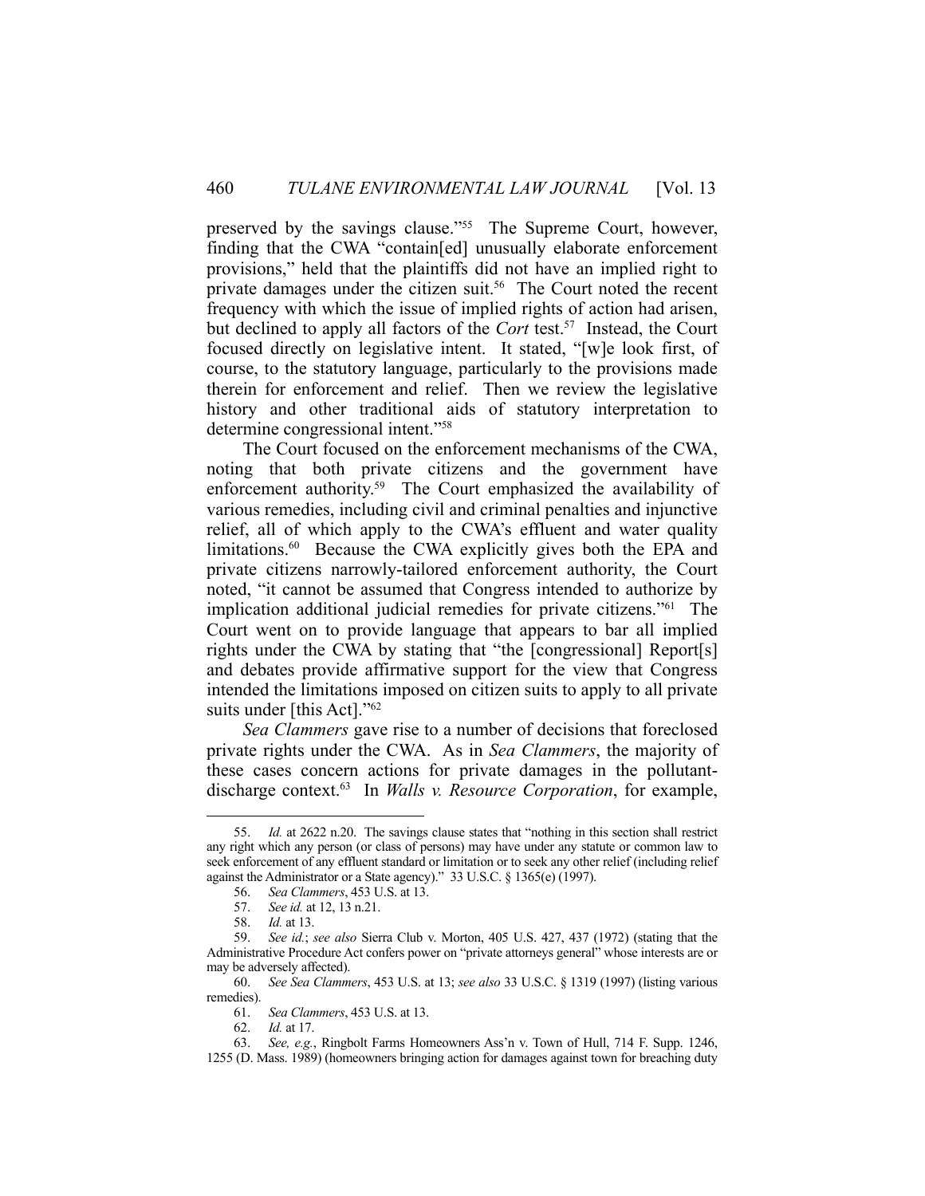preserved by the savings clause."[55] The Supreme Court, however, finding that the CWA "contain[ed] unusually elaborate enforcement provisions," held that the plaintiffs did not have an implied right to private damages under the citizen suit.[56] The Court noted the recent frequency with which the issue of implied rights of action had arisen, but declined to apply all factors of the *Cort* test.[57] Instead, the Court focused directly on legislative intent. It stated, "[w]e look first, of course, to the statutory language, particularly to the provisions made therein for enforcement and relief. Then we review the legislative history and other traditional aids of statutory interpretation to determine congressional intent."[58]

The Court focused on the enforcement mechanisms of the CWA, noting that both private citizens and the government have enforcement authority.[59] The Court emphasized the availability of various remedies, including civil and criminal penalties and injunctive relief, all of which apply to the CWA's effluent and water quality limitations.[60] Because the CWA explicitly gives both the EPA and private citizens narrowly-tailored enforcement authority, the Court noted, "it cannot be assumed that Congress intended to authorize by implication additional judicial remedies for private citizens."[61] The Court went on to provide language that appears to bar all implied rights under the CWA by stating that "the [congressional] Report[s] and debates provide affirmative support for the view that Congress intended the limitations imposed on citizen suits to apply to all private suits under [this Act]."[62]

*Sea Clammers* gave rise to a number of decisions that foreclosed private rights under the CWA. As in *Sea Clammers*, the majority of these cases concern actions for private damages in the pollutant-discharge context.[63] In *Walls v. Resource Corporation*, for example,

---

55. *Id.* at 2622 n.20. The savings clause states that "nothing in this section shall restrict any right which any person (or class of persons) may have under any statute or common law to seek enforcement of any effluent standard or limitation or to seek any other relief (including relief against the Administrator or a State agency)." 33 U.S.C. § 1365(e) (1997).

56. *Sea Clammers*, 453 U.S. at 13.

57. *See id.* at 12, 13 n.21.

58. *Id.* at 13.

59. *See id.*; *see also* Sierra Club v. Morton, 405 U.S. 427, 437 (1972) (stating that the Administrative Procedure Act confers power on "private attorneys general" whose interests are or may be adversely affected).

60. *See Sea Clammers*, 453 U.S. at 13; *see also* 33 U.S.C. § 1319 (1997) (listing various remedies).

61. *Sea Clammers*, 453 U.S. at 13.

62. *Id.* at 17.

63. *See, e.g.*, Ringbolt Farms Homeowners Ass'n v. Town of Hull, 714 F. Supp. 1246, 1255 (D. Mass. 1989) (homeowners bringing action for damages against town for breaching duty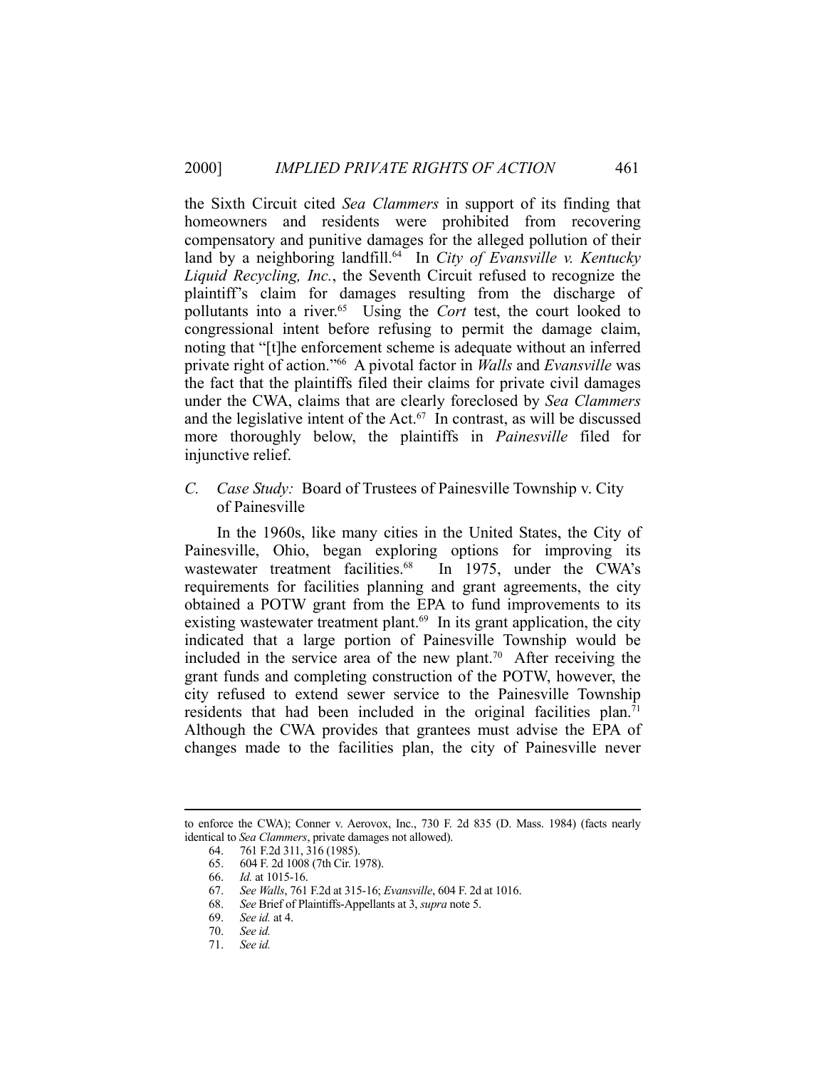the Sixth Circuit cited *Sea Clammers* in support of its finding that homeowners and residents were prohibited from recovering compensatory and punitive damages for the alleged pollution of their land by a neighboring landfill.[64] In *City of Evansville v. Kentucky Liquid Recycling, Inc.*, the Seventh Circuit refused to recognize the plaintiff's claim for damages resulting from the discharge of pollutants into a river.[65] Using the *Cort* test, the court looked to congressional intent before refusing to permit the damage claim, noting that "[t]he enforcement scheme is adequate without an inferred private right of action."[66] A pivotal factor in *Walls* and *Evansville* was the fact that the plaintiffs filed their claims for private civil damages under the CWA, claims that are clearly foreclosed by *Sea Clammers* and the legislative intent of the Act.[67] In contrast, as will be discussed more thoroughly below, the plaintiffs in *Painesville* filed for injunctive relief.

### C. *Case Study:* Board of Trustees of Painesville Township v. City of Painesville

In the 1960s, like many cities in the United States, the City of Painesville, Ohio, began exploring options for improving its wastewater treatment facilities.[68] In 1975, under the CWA's requirements for facilities planning and grant agreements, the city obtained a POTW grant from the EPA to fund improvements to its existing wastewater treatment plant.[69] In its grant application, the city indicated that a large portion of Painesville Township would be included in the service area of the new plant.[70] After receiving the grant funds and completing construction of the POTW, however, the city refused to extend sewer service to the Painesville Township residents that had been included in the original facilities plan.[71] Although the CWA provides that grantees must advise the EPA of changes made to the facilities plan, the city of Painesville never

---

to enforce the CWA); Conner v. Aerovox, Inc., 730 F. 2d 835 (D. Mass. 1984) (facts nearly identical to *Sea Clammers*, private damages not allowed).

64. 761 F.2d 311, 316 (1985).
65. 604 F. 2d 1008 (7th Cir. 1978).
66. *Id.* at 1015-16.
67. *See Walls*, 761 F.2d at 315-16; *Evansville*, 604 F. 2d at 1016.
68. *See* Brief of Plaintiffs-Appellants at 3, *supra* note 5.
69. *See id.* at 4.
70. *See id.*
71. *See id.*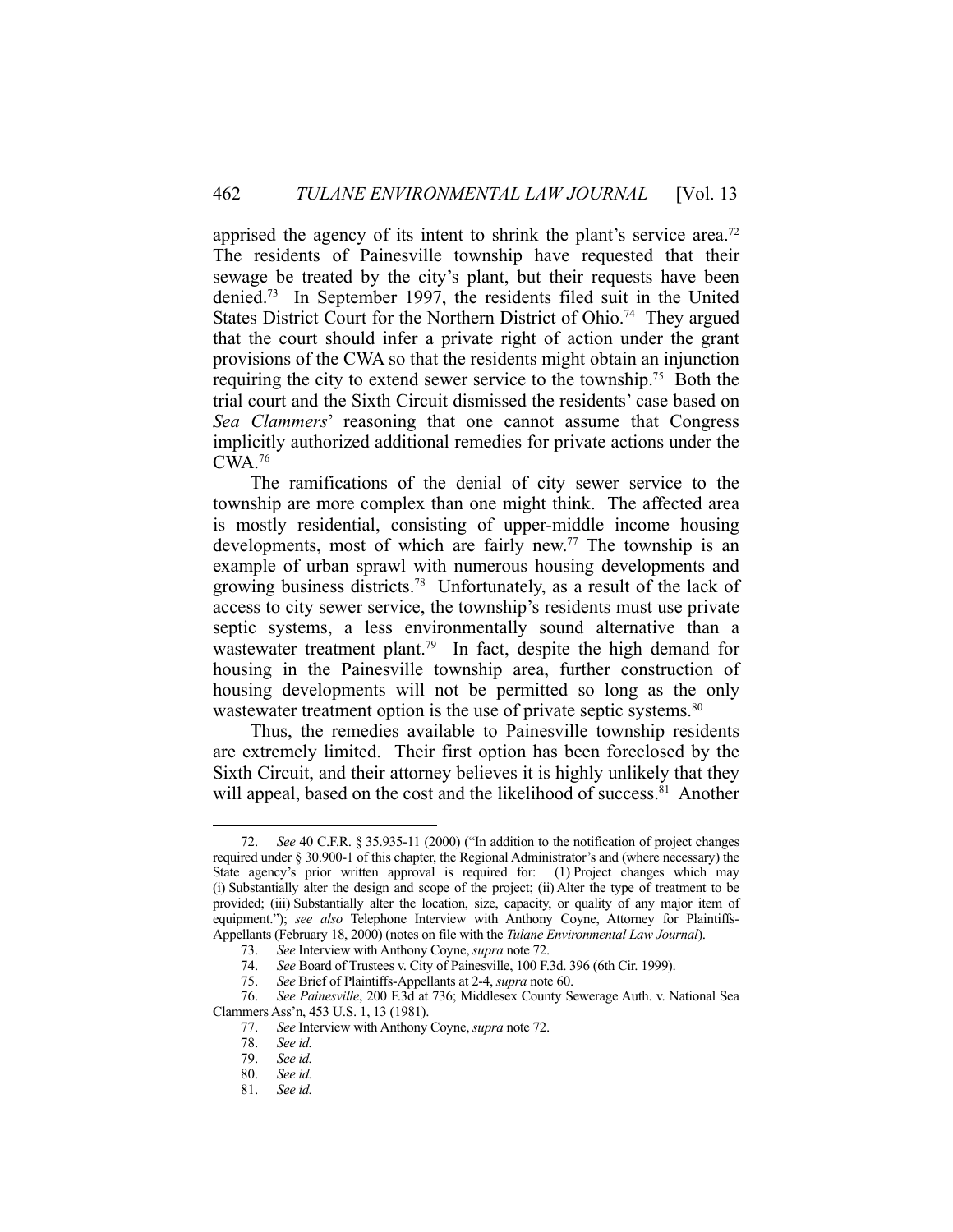apprised the agency of its intent to shrink the plant's service area.[72] The residents of Painesville township have requested that their sewage be treated by the city's plant, but their requests have been denied.[73] In September 1997, the residents filed suit in the United States District Court for the Northern District of Ohio.[74] They argued that the court should infer a private right of action under the grant provisions of the CWA so that the residents might obtain an injunction requiring the city to extend sewer service to the township.[75] Both the trial court and the Sixth Circuit dismissed the residents' case based on *Sea Clammers*' reasoning that one cannot assume that Congress implicitly authorized additional remedies for private actions under the CWA.[76]

The ramifications of the denial of city sewer service to the township are more complex than one might think. The affected area is mostly residential, consisting of upper-middle income housing developments, most of which are fairly new.[77] The township is an example of urban sprawl with numerous housing developments and growing business districts.[78] Unfortunately, as a result of the lack of access to city sewer service, the township's residents must use private septic systems, a less environmentally sound alternative than a wastewater treatment plant.[79] In fact, despite the high demand for housing in the Painesville township area, further construction of housing developments will not be permitted so long as the only wastewater treatment option is the use of private septic systems.[80]

Thus, the remedies available to Painesville township residents are extremely limited. Their first option has been foreclosed by the Sixth Circuit, and their attorney believes it is highly unlikely that they will appeal, based on the cost and the likelihood of success.[81] Another

---

72. *See* 40 C.F.R. § 35.935-11 (2000) ("In addition to the notification of project changes required under § 30.900-1 of this chapter, the Regional Administrator's and (where necessary) the State agency's prior written approval is required for: (1) Project changes which may (i) Substantially alter the design and scope of the project; (ii) Alter the type of treatment to be provided; (iii) Substantially alter the location, size, capacity, or quality of any major item of equipment."); *see also* Telephone Interview with Anthony Coyne, Attorney for Plaintiffs-Appellants (February 18, 2000) (notes on file with the *Tulane Environmental Law Journal*).

73. *See* Interview with Anthony Coyne, *supra* note 72.

74. *See* Board of Trustees v. City of Painesville, 100 F.3d. 396 (6th Cir. 1999).

75. *See* Brief of Plaintiffs-Appellants at 2-4, *supra* note 60.

76. *See Painesville*, 200 F.3d at 736; Middlesex County Sewerage Auth. v. National Sea Clammers Ass'n, 453 U.S. 1, 13 (1981).

77. *See* Interview with Anthony Coyne, *supra* note 72.

78. *See id.*

79. *See id.*

80. *See id.*

81. *See id.*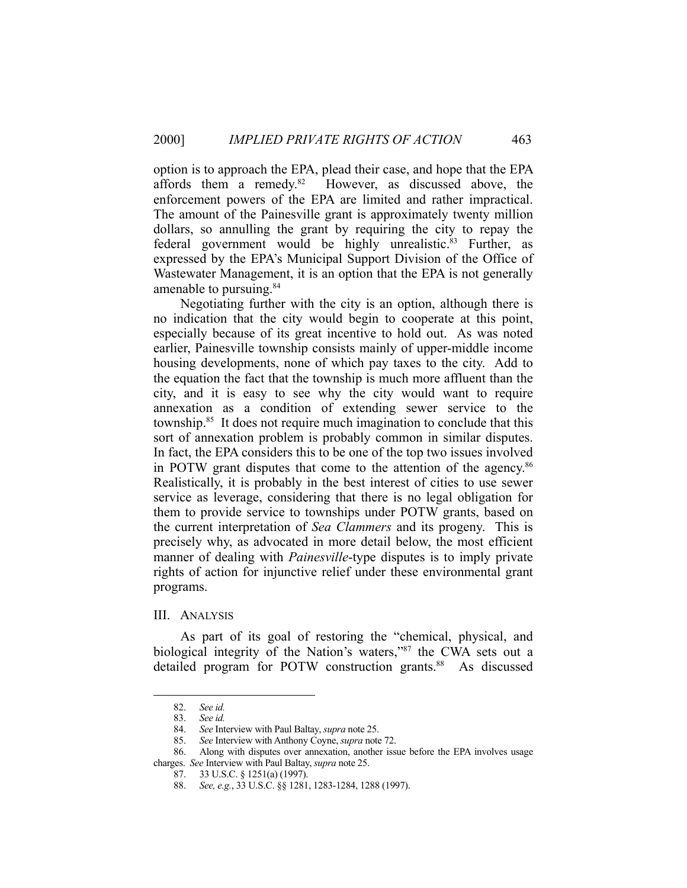option is to approach the EPA, plead their case, and hope that the EPA affords them a remedy.[82] However, as discussed above, the enforcement powers of the EPA are limited and rather impractical. The amount of the Painesville grant is approximately twenty million dollars, so annulling the grant by requiring the city to repay the federal government would be highly unrealistic.[83] Further, as expressed by the EPA's Municipal Support Division of the Office of Wastewater Management, it is an option that the EPA is not generally amenable to pursuing.[84]

Negotiating further with the city is an option, although there is no indication that the city would begin to cooperate at this point, especially because of its great incentive to hold out. As was noted earlier, Painesville township consists mainly of upper-middle income housing developments, none of which pay taxes to the city. Add to the equation the fact that the township is much more affluent than the city, and it is easy to see why the city would want to require annexation as a condition of extending sewer service to the township.[85] It does not require much imagination to conclude that this sort of annexation problem is probably common in similar disputes. In fact, the EPA considers this to be one of the top two issues involved in POTW grant disputes that come to the attention of the agency.[86] Realistically, it is probably in the best interest of cities to use sewer service as leverage, considering that there is no legal obligation for them to provide service to townships under POTW grants, based on the current interpretation of *Sea Clammers* and its progeny. This is precisely why, as advocated in more detail below, the most efficient manner of dealing with *Painesville*-type disputes is to imply private rights of action for injunctive relief under these environmental grant programs.

## III. ANALYSIS

As part of its goal of restoring the "chemical, physical, and biological integrity of the Nation's waters,"[87] the CWA sets out a detailed program for POTW construction grants.[88] As discussed

---

82. *See id.*

83. *See id.*

84. *See* Interview with Paul Baltay, *supra* note 25.

85. *See* Interview with Anthony Coyne, *supra* note 72.

86. Along with disputes over annexation, another issue before the EPA involves usage charges. *See* Interview with Paul Baltay, *supra* note 25.

87. 33 U.S.C. § 1251(a) (1997).

88. *See, e.g.*, 33 U.S.C. §§ 1281, 1283-1284, 1288 (1997).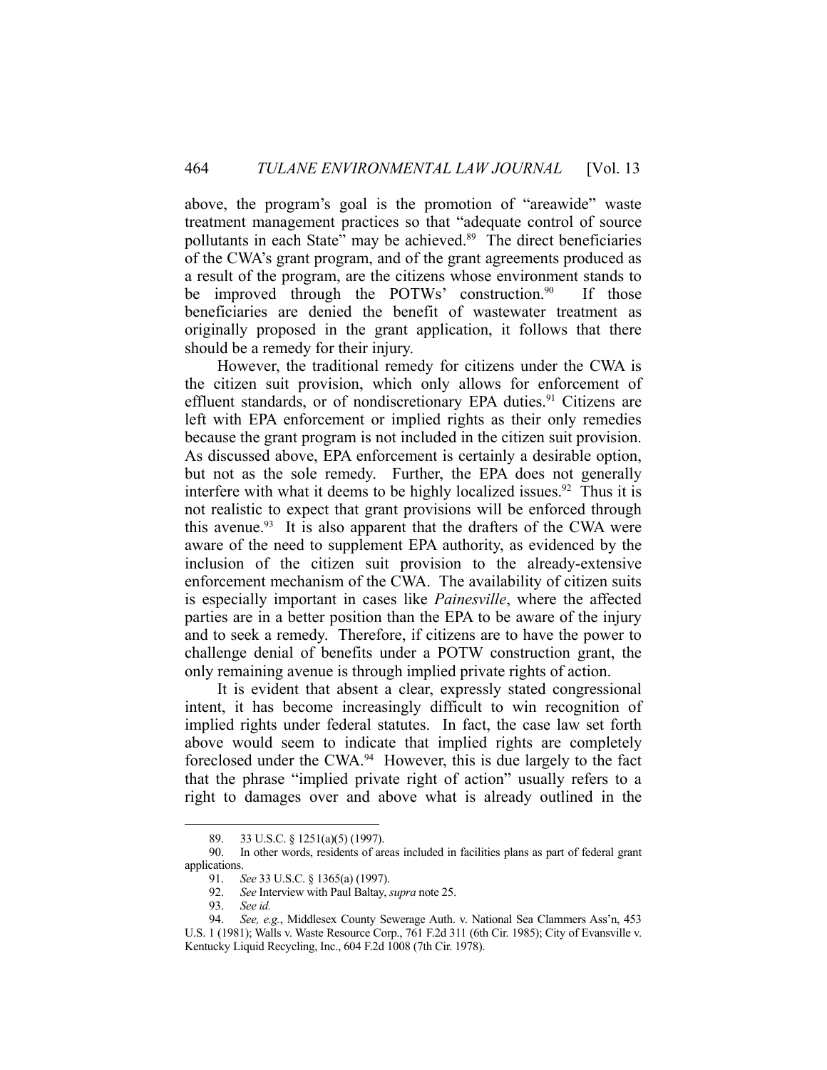above, the program's goal is the promotion of "areawide" waste treatment management practices so that "adequate control of source pollutants in each State" may be achieved.[89] The direct beneficiaries of the CWA's grant program, and of the grant agreements produced as a result of the program, are the citizens whose environment stands to be improved through the POTWs' construction.[90] If those beneficiaries are denied the benefit of wastewater treatment as originally proposed in the grant application, it follows that there should be a remedy for their injury.

However, the traditional remedy for citizens under the CWA is the citizen suit provision, which only allows for enforcement of effluent standards, or of nondiscretionary EPA duties.[91] Citizens are left with EPA enforcement or implied rights as their only remedies because the grant program is not included in the citizen suit provision. As discussed above, EPA enforcement is certainly a desirable option, but not as the sole remedy. Further, the EPA does not generally interfere with what it deems to be highly localized issues.[92] Thus it is not realistic to expect that grant provisions will be enforced through this avenue.[93] It is also apparent that the drafters of the CWA were aware of the need to supplement EPA authority, as evidenced by the inclusion of the citizen suit provision to the already-extensive enforcement mechanism of the CWA. The availability of citizen suits is especially important in cases like *Painesville*, where the affected parties are in a better position than the EPA to be aware of the injury and to seek a remedy. Therefore, if citizens are to have the power to challenge denial of benefits under a POTW construction grant, the only remaining avenue is through implied private rights of action.

It is evident that absent a clear, expressly stated congressional intent, it has become increasingly difficult to win recognition of implied rights under federal statutes. In fact, the case law set forth above would seem to indicate that implied rights are completely foreclosed under the CWA.[94] However, this is due largely to the fact that the phrase "implied private right of action" usually refers to a right to damages over and above what is already outlined in the

---

89. 33 U.S.C. § 1251(a)(5) (1997).

90. In other words, residents of areas included in facilities plans as part of federal grant applications.

91. *See* 33 U.S.C. § 1365(a) (1997).

92. *See* Interview with Paul Baltay, *supra* note 25.

93. *See id.*

94. *See, e.g.*, Middlesex County Sewerage Auth. v. National Sea Clammers Ass'n, 453 U.S. 1 (1981); Walls v. Waste Resource Corp., 761 F.2d 311 (6th Cir. 1985); City of Evansville v. Kentucky Liquid Recycling, Inc., 604 F.2d 1008 (7th Cir. 1978).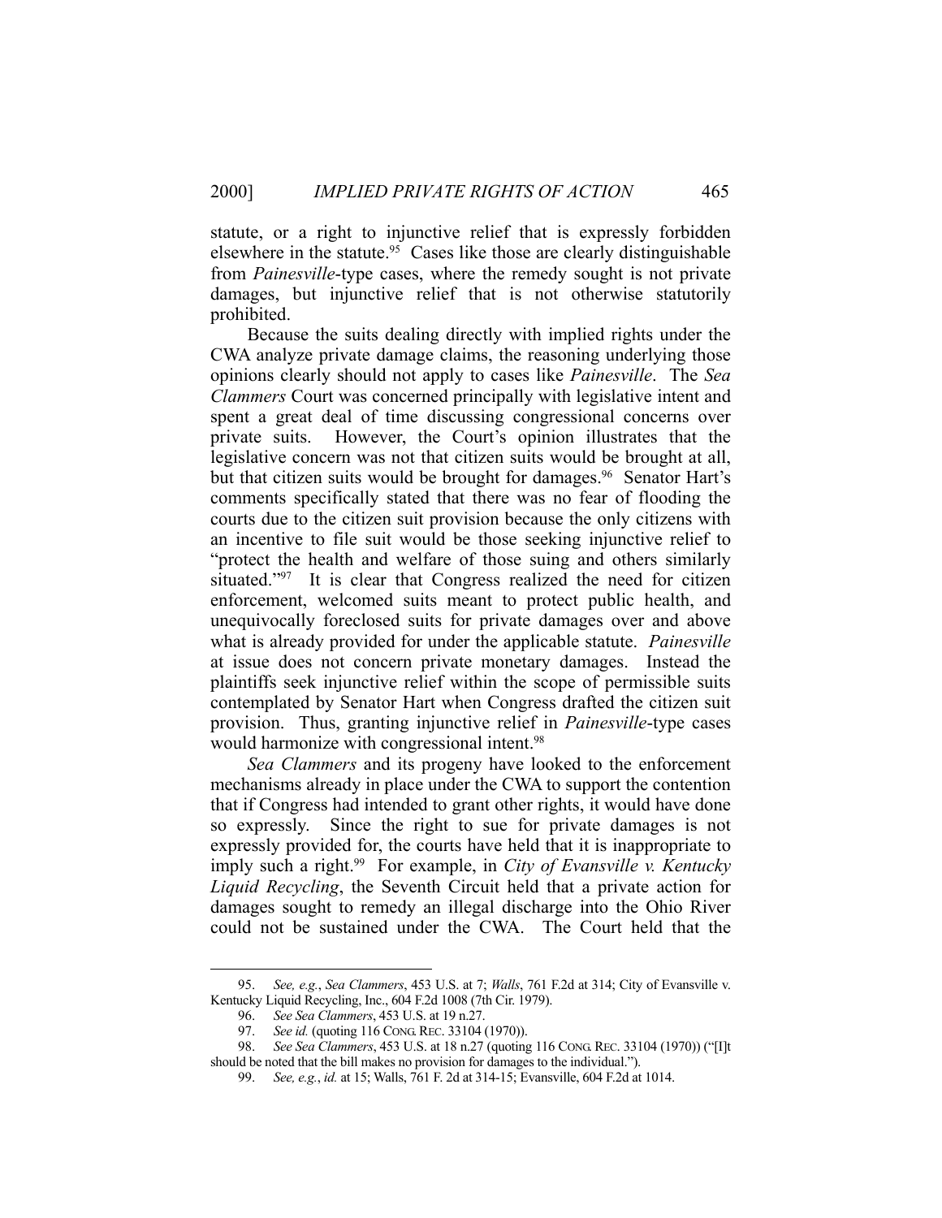statute, or a right to injunctive relief that is expressly forbidden elsewhere in the statute.[95] Cases like those are clearly distinguishable from *Painesville*-type cases, where the remedy sought is not private damages, but injunctive relief that is not otherwise statutorily prohibited.

Because the suits dealing directly with implied rights under the CWA analyze private damage claims, the reasoning underlying those opinions clearly should not apply to cases like *Painesville*. The *Sea Clammers* Court was concerned principally with legislative intent and spent a great deal of time discussing congressional concerns over private suits. However, the Court's opinion illustrates that the legislative concern was not that citizen suits would be brought at all, but that citizen suits would be brought for damages.[96] Senator Hart's comments specifically stated that there was no fear of flooding the courts due to the citizen suit provision because the only citizens with an incentive to file suit would be those seeking injunctive relief to "protect the health and welfare of those suing and others similarly situated."[97] It is clear that Congress realized the need for citizen enforcement, welcomed suits meant to protect public health, and unequivocally foreclosed suits for private damages over and above what is already provided for under the applicable statute. *Painesville* at issue does not concern private monetary damages. Instead the plaintiffs seek injunctive relief within the scope of permissible suits contemplated by Senator Hart when Congress drafted the citizen suit provision. Thus, granting injunctive relief in *Painesville*-type cases would harmonize with congressional intent.[98]

*Sea Clammers* and its progeny have looked to the enforcement mechanisms already in place under the CWA to support the contention that if Congress had intended to grant other rights, it would have done so expressly. Since the right to sue for private damages is not expressly provided for, the courts have held that it is inappropriate to imply such a right.[99] For example, in *City of Evansville v. Kentucky Liquid Recycling*, the Seventh Circuit held that a private action for damages sought to remedy an illegal discharge into the Ohio River could not be sustained under the CWA. The Court held that the

---

95. *See, e.g.*, *Sea Clammers*, 453 U.S. at 7; *Walls*, 761 F.2d at 314; City of Evansville v. Kentucky Liquid Recycling, Inc., 604 F.2d 1008 (7th Cir. 1979).

96. *See Sea Clammers*, 453 U.S. at 19 n.27.

97. *See id.* (quoting 116 CONG. REC. 33104 (1970)).

98. *See Sea Clammers*, 453 U.S. at 18 n.27 (quoting 116 CONG. REC. 33104 (1970)) ("[I]t should be noted that the bill makes no provision for damages to the individual.").

99. *See, e.g.*, *id.* at 15; Walls, 761 F. 2d at 314-15; Evansville, 604 F.2d at 1014.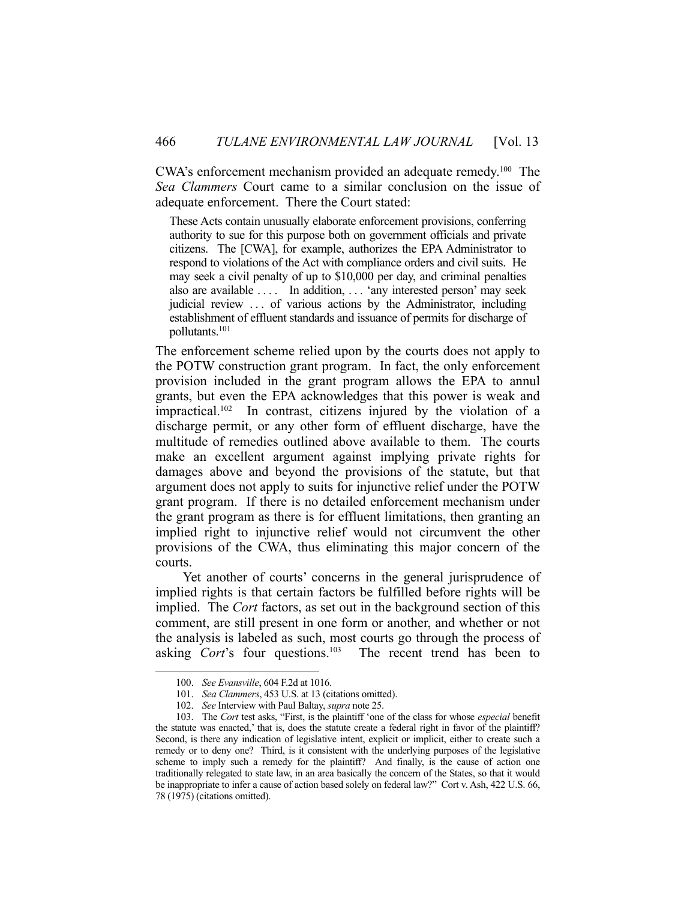CWA's enforcement mechanism provided an adequate remedy.[100] The *Sea Clammers* Court came to a similar conclusion on the issue of adequate enforcement. There the Court stated:

> These Acts contain unusually elaborate enforcement provisions, conferring authority to sue for this purpose both on government officials and private citizens. The [CWA], for example, authorizes the EPA Administrator to respond to violations of the Act with compliance orders and civil suits. He may seek a civil penalty of up to $10,000 per day, and criminal penalties also are available . . . . In addition, . . . 'any interested person' may seek judicial review . . . of various actions by the Administrator, including establishment of effluent standards and issuance of permits for discharge of pollutants.[101]

The enforcement scheme relied upon by the courts does not apply to the POTW construction grant program. In fact, the only enforcement provision included in the grant program allows the EPA to annul grants, but even the EPA acknowledges that this power is weak and impractical.[102] In contrast, citizens injured by the violation of a discharge permit, or any other form of effluent discharge, have the multitude of remedies outlined above available to them. The courts make an excellent argument against implying private rights for damages above and beyond the provisions of the statute, but that argument does not apply to suits for injunctive relief under the POTW grant program. If there is no detailed enforcement mechanism under the grant program as there is for effluent limitations, then granting an implied right to injunctive relief would not circumvent the other provisions of the CWA, thus eliminating this major concern of the courts.

Yet another of courts' concerns in the general jurisprudence of implied rights is that certain factors be fulfilled before rights will be implied. The *Cort* factors, as set out in the background section of this comment, are still present in one form or another, and whether or not the analysis is labeled as such, most courts go through the process of asking *Cort*'s four questions.[103] The recent trend has been to

---

100. *See Evansville*, 604 F.2d at 1016.

101. *Sea Clammers*, 453 U.S. at 13 (citations omitted).

102. *See* Interview with Paul Baltay, *supra* note 25.

103. The *Cort* test asks, "First, is the plaintiff 'one of the class for whose *especial* benefit the statute was enacted,' that is, does the statute create a federal right in favor of the plaintiff? Second, is there any indication of legislative intent, explicit or implicit, either to create such a remedy or to deny one? Third, is it consistent with the underlying purposes of the legislative scheme to imply such a remedy for the plaintiff? And finally, is the cause of action one traditionally relegated to state law, in an area basically the concern of the States, so that it would be inappropriate to infer a cause of action based solely on federal law?" Cort v. Ash, 422 U.S. 66, 78 (1975) (citations omitted).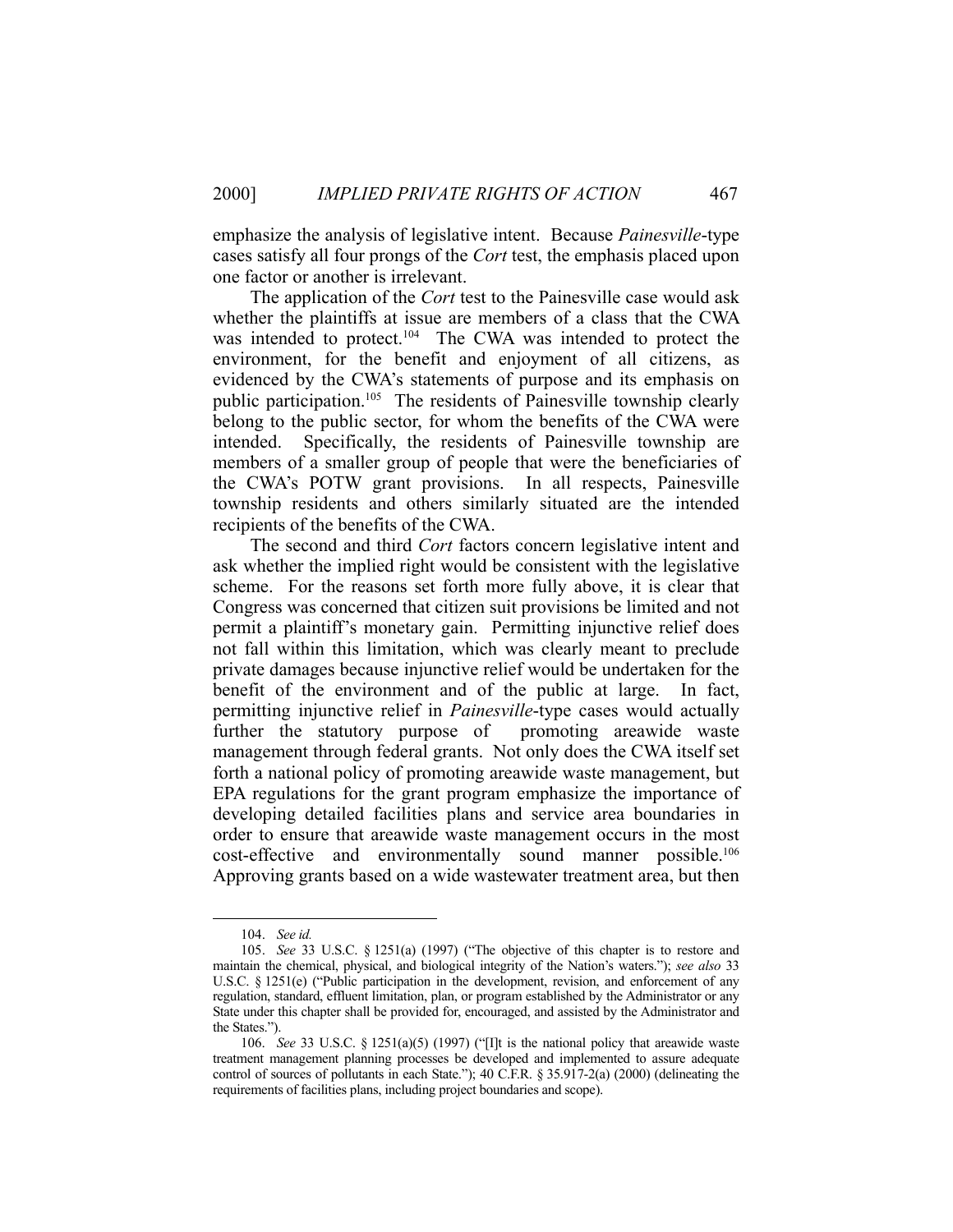emphasize the analysis of legislative intent. Because *Painesville*-type cases satisfy all four prongs of the *Cort* test, the emphasis placed upon one factor or another is irrelevant.

The application of the *Cort* test to the Painesville case would ask whether the plaintiffs at issue are members of a class that the CWA was intended to protect.[104] The CWA was intended to protect the environment, for the benefit and enjoyment of all citizens, as evidenced by the CWA's statements of purpose and its emphasis on public participation.[105] The residents of Painesville township clearly belong to the public sector, for whom the benefits of the CWA were intended. Specifically, the residents of Painesville township are members of a smaller group of people that were the beneficiaries of the CWA's POTW grant provisions. In all respects, Painesville township residents and others similarly situated are the intended recipients of the benefits of the CWA.

The second and third *Cort* factors concern legislative intent and ask whether the implied right would be consistent with the legislative scheme. For the reasons set forth more fully above, it is clear that Congress was concerned that citizen suit provisions be limited and not permit a plaintiff's monetary gain. Permitting injunctive relief does not fall within this limitation, which was clearly meant to preclude private damages because injunctive relief would be undertaken for the benefit of the environment and of the public at large. In fact, permitting injunctive relief in *Painesville*-type cases would actually further the statutory purpose of promoting areawide waste management through federal grants. Not only does the CWA itself set forth a national policy of promoting areawide waste management, but EPA regulations for the grant program emphasize the importance of developing detailed facilities plans and service area boundaries in order to ensure that areawide waste management occurs in the most cost-effective and environmentally sound manner possible.[106] Approving grants based on a wide wastewater treatment area, but then

---

104. *See id.*

105. *See* 33 U.S.C. § 1251(a) (1997) ("The objective of this chapter is to restore and maintain the chemical, physical, and biological integrity of the Nation's waters."); *see also* 33 U.S.C. § 1251(e) ("Public participation in the development, revision, and enforcement of any regulation, standard, effluent limitation, plan, or program established by the Administrator or any State under this chapter shall be provided for, encouraged, and assisted by the Administrator and the States.").

106. *See* 33 U.S.C. § 1251(a)(5) (1997) ("[I]t is the national policy that areawide waste treatment management planning processes be developed and implemented to assure adequate control of sources of pollutants in each State."); 40 C.F.R. § 35.917-2(a) (2000) (delineating the requirements of facilities plans, including project boundaries and scope).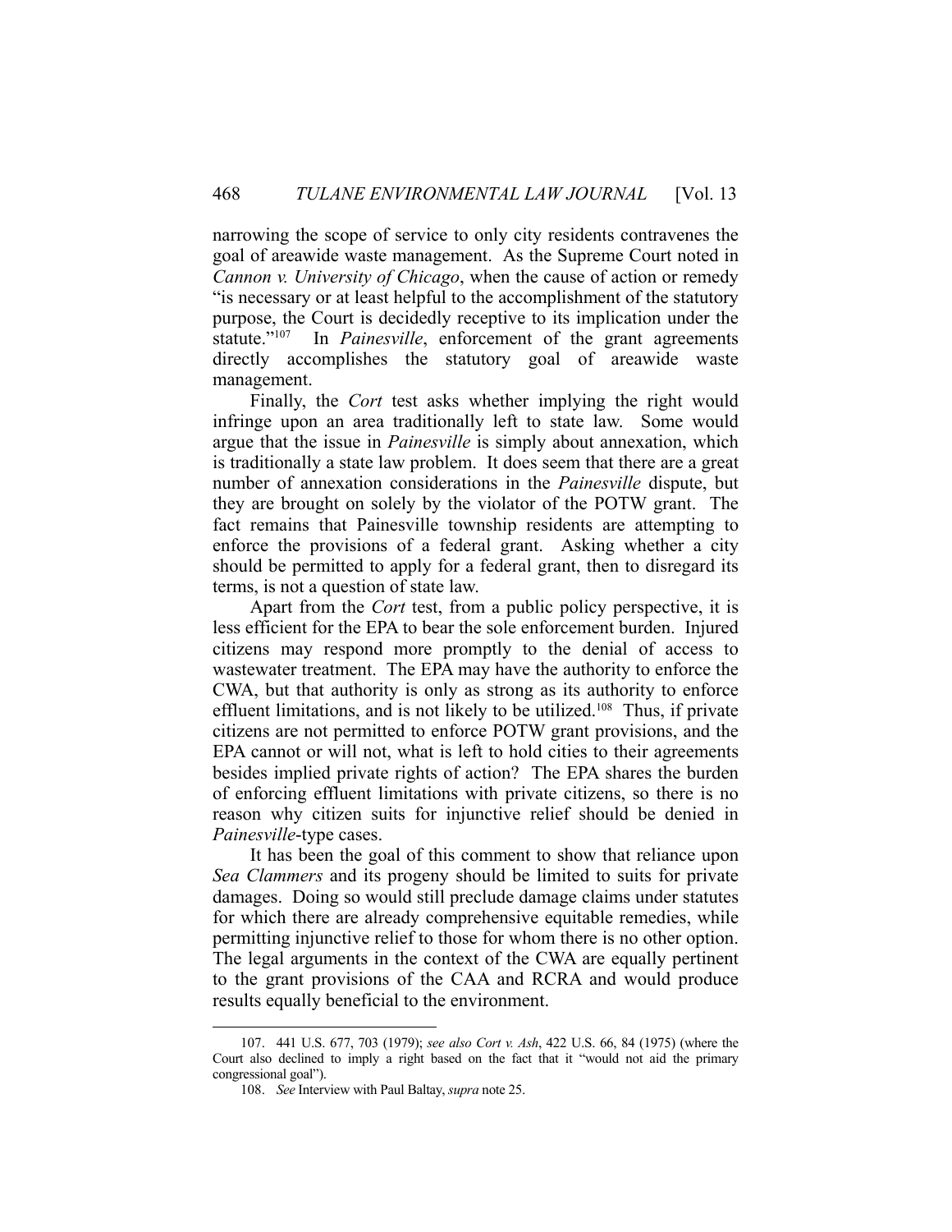narrowing the scope of service to only city residents contravenes the goal of areawide waste management. As the Supreme Court noted in *Cannon v. University of Chicago*, when the cause of action or remedy "is necessary or at least helpful to the accomplishment of the statutory purpose, the Court is decidedly receptive to its implication under the statute."[107] In *Painesville*, enforcement of the grant agreements directly accomplishes the statutory goal of areawide waste management.

Finally, the *Cort* test asks whether implying the right would infringe upon an area traditionally left to state law. Some would argue that the issue in *Painesville* is simply about annexation, which is traditionally a state law problem. It does seem that there are a great number of annexation considerations in the *Painesville* dispute, but they are brought on solely by the violator of the POTW grant. The fact remains that Painesville township residents are attempting to enforce the provisions of a federal grant. Asking whether a city should be permitted to apply for a federal grant, then to disregard its terms, is not a question of state law.

Apart from the *Cort* test, from a public policy perspective, it is less efficient for the EPA to bear the sole enforcement burden. Injured citizens may respond more promptly to the denial of access to wastewater treatment. The EPA may have the authority to enforce the CWA, but that authority is only as strong as its authority to enforce effluent limitations, and is not likely to be utilized.[108] Thus, if private citizens are not permitted to enforce POTW grant provisions, and the EPA cannot or will not, what is left to hold cities to their agreements besides implied private rights of action? The EPA shares the burden of enforcing effluent limitations with private citizens, so there is no reason why citizen suits for injunctive relief should be denied in *Painesville*-type cases.

It has been the goal of this comment to show that reliance upon *Sea Clammers* and its progeny should be limited to suits for private damages. Doing so would still preclude damage claims under statutes for which there are already comprehensive equitable remedies, while permitting injunctive relief to those for whom there is no other option. The legal arguments in the context of the CWA are equally pertinent to the grant provisions of the CAA and RCRA and would produce results equally beneficial to the environment.

---

107. 441 U.S. 677, 703 (1979); *see also Cort v. Ash*, 422 U.S. 66, 84 (1975) (where the Court also declined to imply a right based on the fact that it "would not aid the primary congressional goal").

108. *See* Interview with Paul Baltay, *supra* note 25.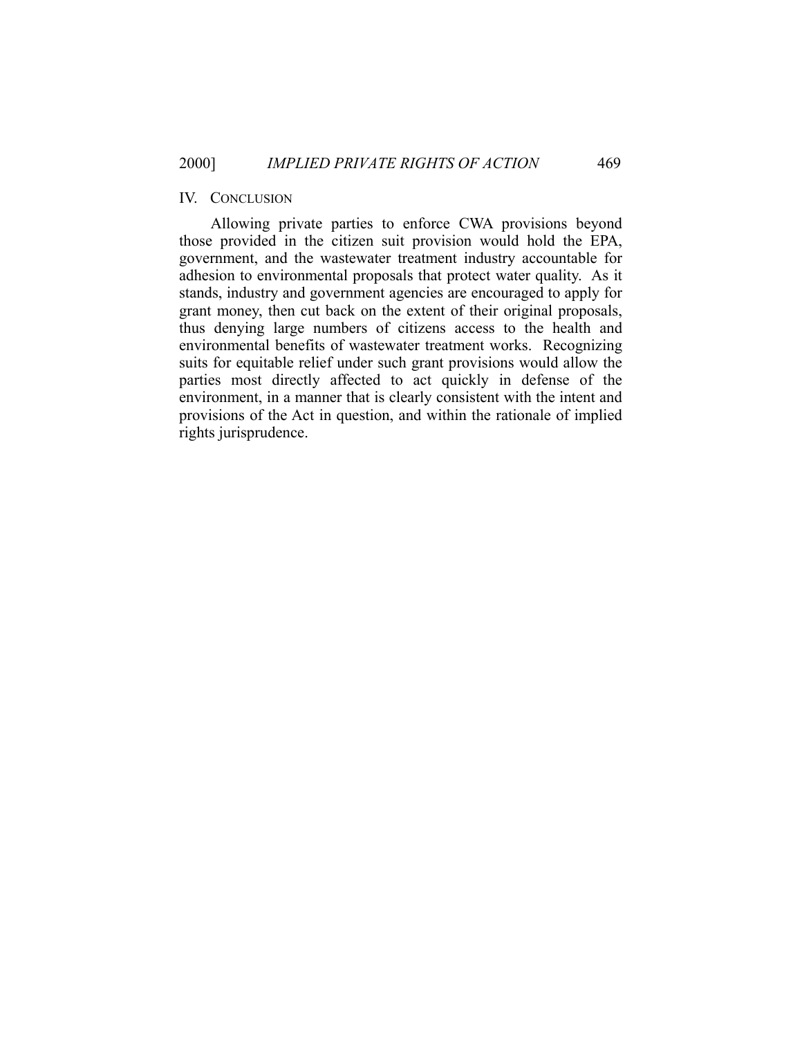## IV. CONCLUSION

Allowing private parties to enforce CWA provisions beyond those provided in the citizen suit provision would hold the EPA, government, and the wastewater treatment industry accountable for adhesion to environmental proposals that protect water quality. As it stands, industry and government agencies are encouraged to apply for grant money, then cut back on the extent of their original proposals, thus denying large numbers of citizens access to the health and environmental benefits of wastewater treatment works. Recognizing suits for equitable relief under such grant provisions would allow the parties most directly affected to act quickly in defense of the environment, in a manner that is clearly consistent with the intent and provisions of the Act in question, and within the rationale of implied rights jurisprudence.